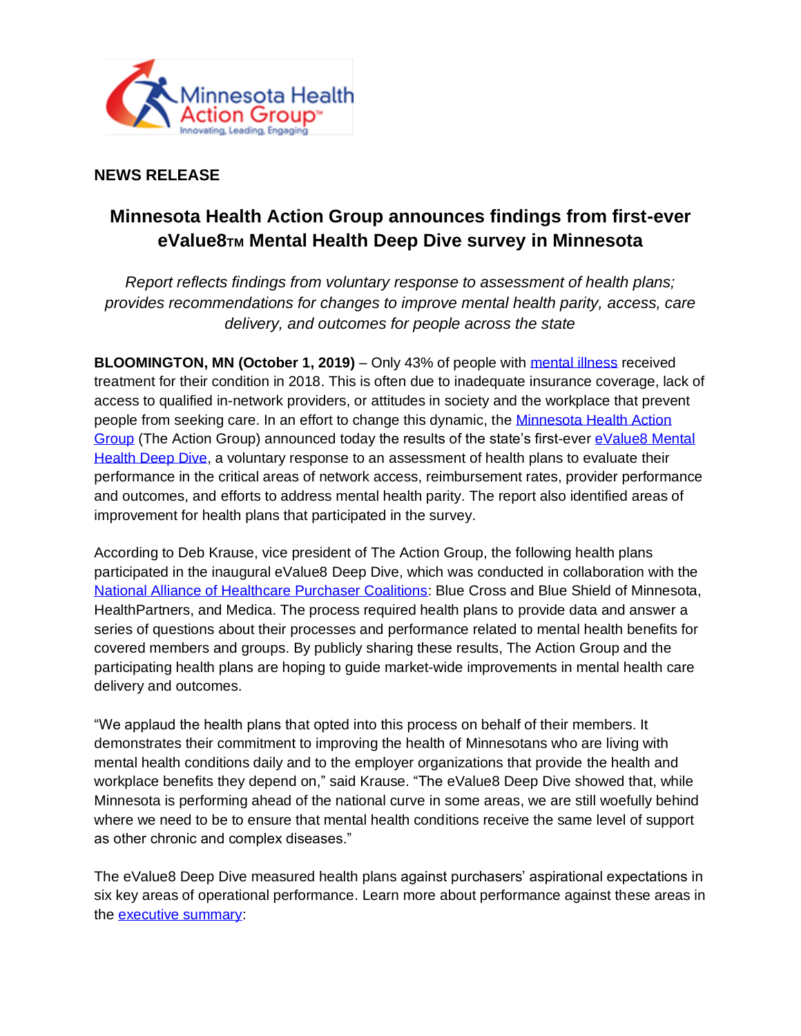**NEWS RELEASE**

# Minnesota Health Action Group announces findings from first-ever eValue8™ Mental Health Deep Dive survey in Minnesota

*Report reflects findings from voluntary response to assessment of health plans; provides recommendations for changes to improve mental health parity, access, care delivery, and outcomes for people across the state*

**BLOOMINGTON, MN (October 1, 2019)** – Only 43% of people with mental illness received treatment for their condition in 2018. This is often due to inadequate insurance coverage, lack of access to qualified in-network providers, or attitudes in society and the workplace that prevent people from seeking care. In an effort to change this dynamic, the Minnesota Health Action Group (The Action Group) announced today the results of the state's first-ever eValue8 Mental Health Deep Dive, a voluntary response to an assessment of health plans to evaluate their performance in the critical areas of network access, reimbursement rates, provider performance and outcomes, and efforts to address mental health parity. The report also identified areas of improvement for health plans that participated in the survey.

According to Deb Krause, vice president of The Action Group, the following health plans participated in the inaugural eValue8 Deep Dive, which was conducted in collaboration with the National Alliance of Healthcare Purchaser Coalitions: Blue Cross and Blue Shield of Minnesota, HealthPartners, and Medica. The process required health plans to provide data and answer a series of questions about their processes and performance related to mental health benefits for covered members and groups. By publicly sharing these results, The Action Group and the participating health plans are hoping to guide market-wide improvements in mental health care delivery and outcomes.

"We applaud the health plans that opted into this process on behalf of their members. It demonstrates their commitment to improving the health of Minnesotans who are living with mental health conditions daily and to the employer organizations that provide the health and workplace benefits they depend on," said Krause. "The eValue8 Deep Dive showed that, while Minnesota is performing ahead of the national curve in some areas, we are still woefully behind where we need to be to ensure that mental health conditions receive the same level of support as other chronic and complex diseases."

The eValue8 Deep Dive measured health plans against purchasers' aspirational expectations in six key areas of operational performance. Learn more about performance against these areas in the executive summary: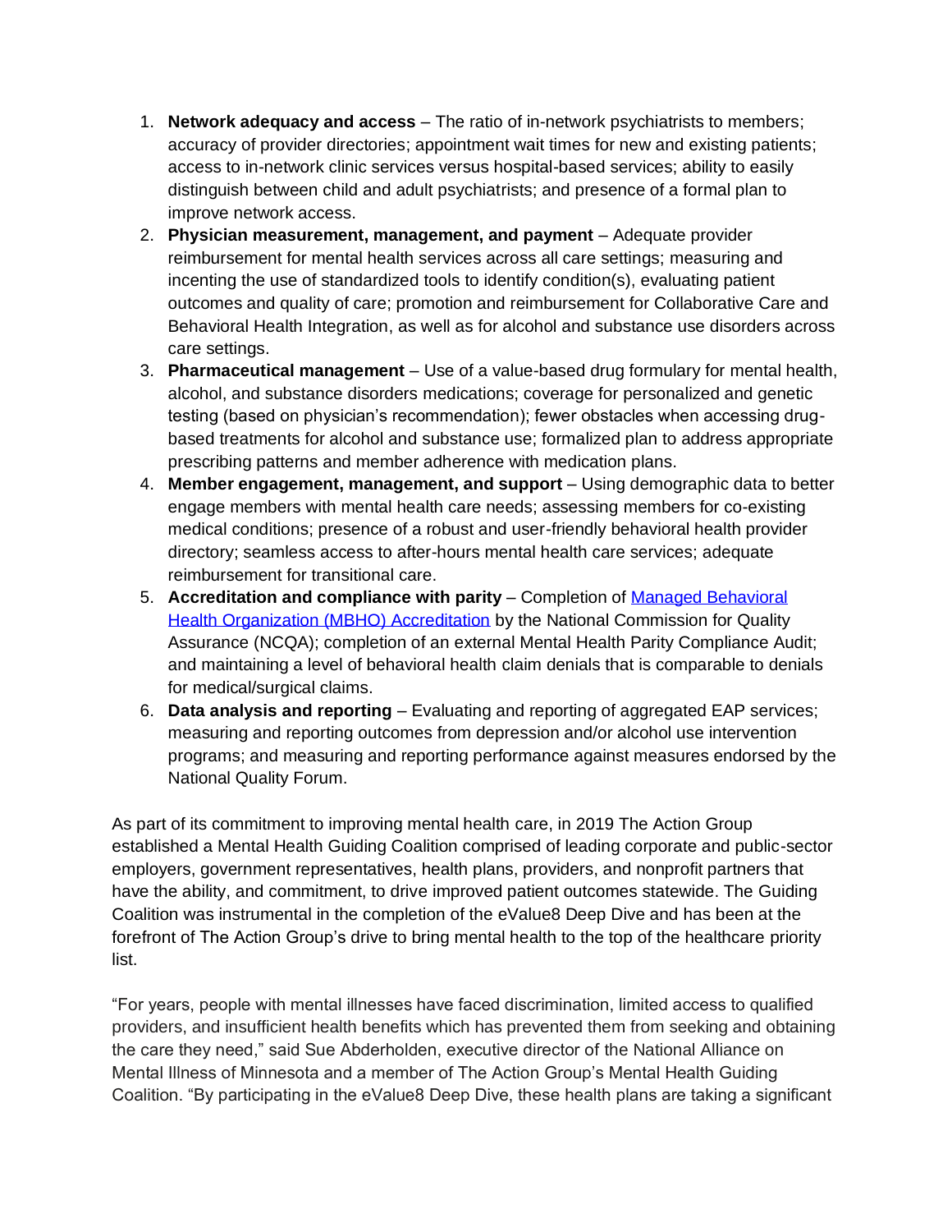1. **Network adequacy and access** – The ratio of in-network psychiatrists to members; accuracy of provider directories; appointment wait times for new and existing patients; access to in-network clinic services versus hospital-based services; ability to easily distinguish between child and adult psychiatrists; and presence of a formal plan to improve network access.
2. **Physician measurement, management, and payment** – Adequate provider reimbursement for mental health services across all care settings; measuring and incenting the use of standardized tools to identify condition(s), evaluating patient outcomes and quality of care; promotion and reimbursement for Collaborative Care and Behavioral Health Integration, as well as for alcohol and substance use disorders across care settings.
3. **Pharmaceutical management** – Use of a value-based drug formulary for mental health, alcohol, and substance disorders medications; coverage for personalized and genetic testing (based on physician's recommendation); fewer obstacles when accessing drug-based treatments for alcohol and substance use; formalized plan to address appropriate prescribing patterns and member adherence with medication plans.
4. **Member engagement, management, and support** – Using demographic data to better engage members with mental health care needs; assessing members for co-existing medical conditions; presence of a robust and user-friendly behavioral health provider directory; seamless access to after-hours mental health care services; adequate reimbursement for transitional care.
5. **Accreditation and compliance with parity** – Completion of [Managed Behavioral Health Organization (MBHO) Accreditation]() by the National Commission for Quality Assurance (NCQA); completion of an external Mental Health Parity Compliance Audit; and maintaining a level of behavioral health claim denials that is comparable to denials for medical/surgical claims.
6. **Data analysis and reporting** – Evaluating and reporting of aggregated EAP services; measuring and reporting outcomes from depression and/or alcohol use intervention programs; and measuring and reporting performance against measures endorsed by the National Quality Forum.

As part of its commitment to improving mental health care, in 2019 The Action Group established a Mental Health Guiding Coalition comprised of leading corporate and public-sector employers, government representatives, health plans, providers, and nonprofit partners that have the ability, and commitment, to drive improved patient outcomes statewide. The Guiding Coalition was instrumental in the completion of the eValue8 Deep Dive and has been at the forefront of The Action Group's drive to bring mental health to the top of the healthcare priority list.

"For years, people with mental illnesses have faced discrimination, limited access to qualified providers, and insufficient health benefits which has prevented them from seeking and obtaining the care they need," said Sue Abderholden, executive director of the National Alliance on Mental Illness of Minnesota and a member of The Action Group's Mental Health Guiding Coalition. "By participating in the eValue8 Deep Dive, these health plans are taking a significant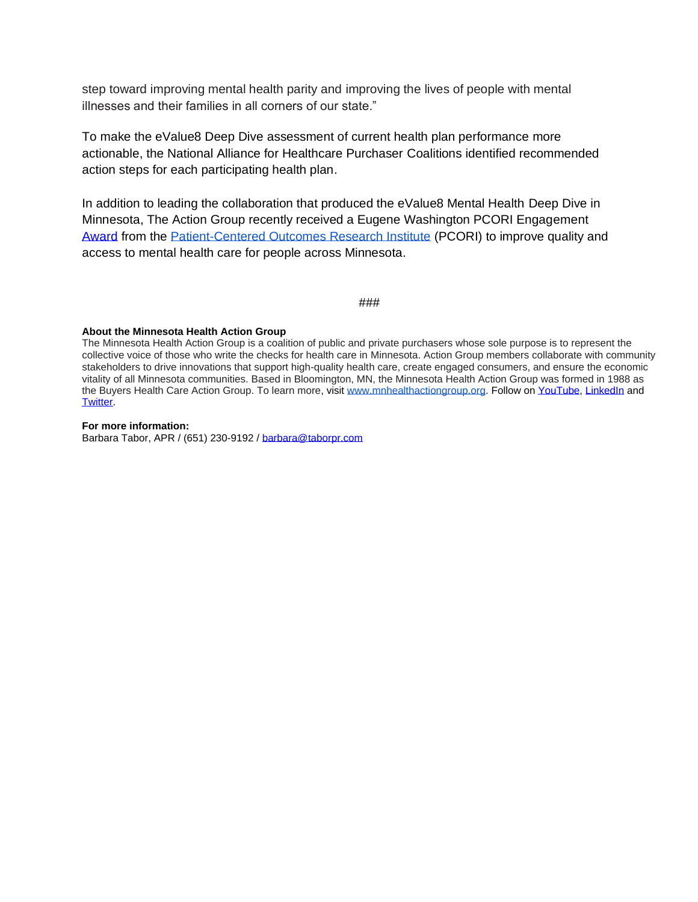step toward improving mental health parity and improving the lives of people with mental illnesses and their families in all corners of our state."

To make the eValue8 Deep Dive assessment of current health plan performance more actionable, the National Alliance for Healthcare Purchaser Coalitions identified recommended action steps for each participating health plan.

In addition to leading the collaboration that produced the eValue8 Mental Health Deep Dive in Minnesota, The Action Group recently received a Eugene Washington PCORI Engagement Award from the Patient-Centered Outcomes Research Institute (PCORI) to improve quality and access to mental health care for people across Minnesota.

###

**About the Minnesota Health Action Group**
The Minnesota Health Action Group is a coalition of public and private purchasers whose sole purpose is to represent the collective voice of those who write the checks for health care in Minnesota. Action Group members collaborate with community stakeholders to drive innovations that support high-quality health care, create engaged consumers, and ensure the economic vitality of all Minnesota communities. Based in Bloomington, MN, the Minnesota Health Action Group was formed in 1988 as the Buyers Health Care Action Group. To learn more, visit www.mnhealthactiongroup.org. Follow on YouTube, LinkedIn and Twitter.

**For more information:**
Barbara Tabor, APR / (651) 230-9192 / barbara@taborpr.com